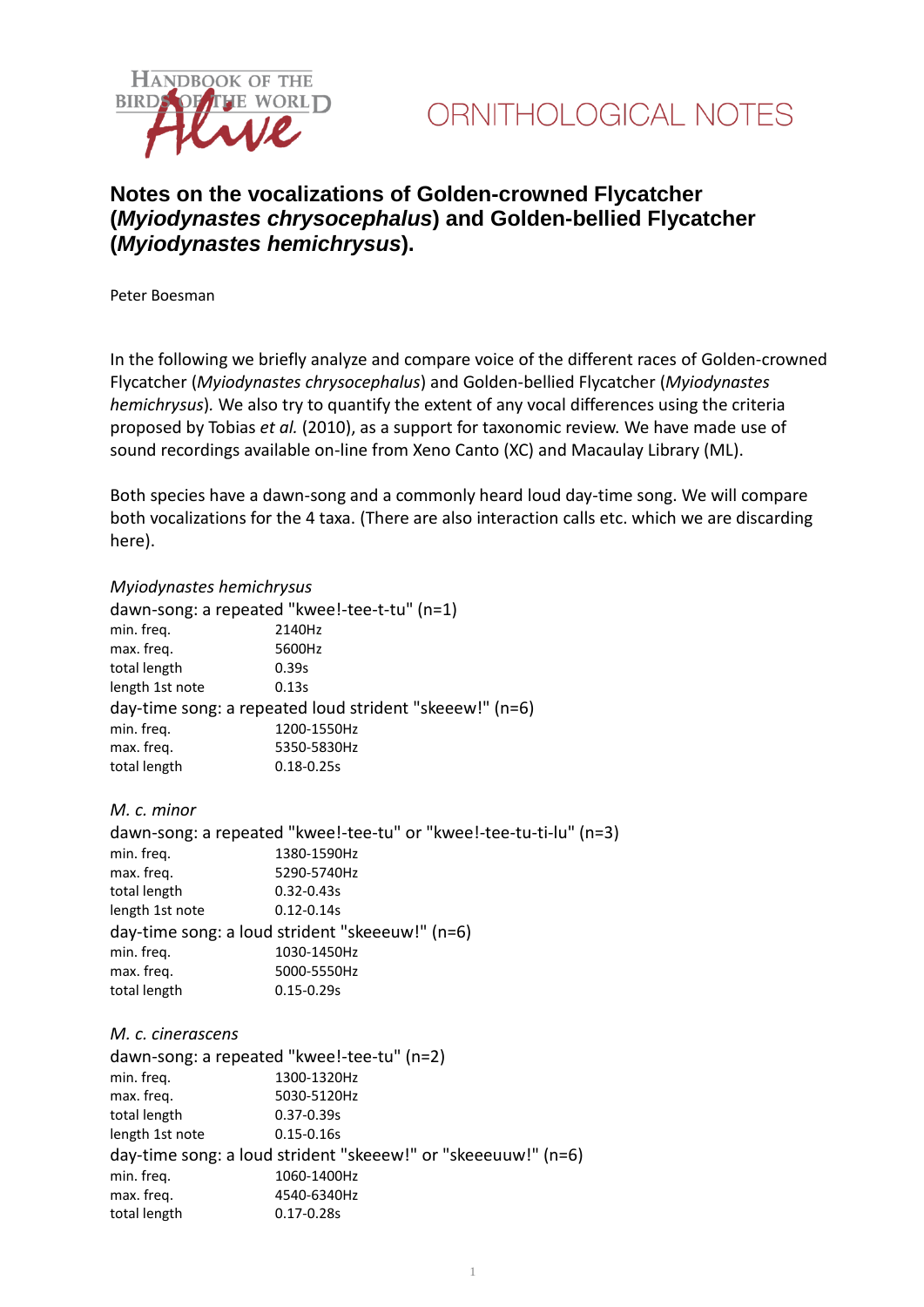HANDBOOK OF THE BIRDS OF THE WORLD *Alive*

ORNITHOLOGICAL NOTES

# Notes on the vocalizations of Golden-crowned Flycatcher (*Myiodynastes chrysocephalus*) and Golden-bellied Flycatcher (*Myiodynastes hemichrysus*).

Peter Boesman

In the following we briefly analyze and compare voice of the different races of Golden-crowned Flycatcher (*Myiodynastes chrysocephalus*) and Golden-bellied Flycatcher (*Myiodynastes hemichrysus*). We also try to quantify the extent of any vocal differences using the criteria proposed by Tobias *et al.* (2010), as a support for taxonomic review. We have made use of sound recordings available on-line from Xeno Canto (XC) and Macaulay Library (ML).

Both species have a dawn-song and a commonly heard loud day-time song. We will compare both vocalizations for the 4 taxa. (There are also interaction calls etc. which we are discarding here).

*Myiodynastes hemichrysus*

dawn-song: a repeated "kwee!-tee-t-tu" (n=1)

| | |
|---|---|
| min. freq. | 2140Hz |
| max. freq. | 5600Hz |
| total length | 0.39s |
| length 1st note | 0.13s |

day-time song: a repeated loud strident "skeeew!" (n=6)

| | |
|---|---|
| min. freq. | 1200-1550Hz |
| max. freq. | 5350-5830Hz |
| total length | 0.18-0.25s |

*M. c. minor*

dawn-song: a repeated "kwee!-tee-tu" or "kwee!-tee-tu-ti-lu" (n=3)

| | |
|---|---|
| min. freq. | 1380-1590Hz |
| max. freq. | 5290-5740Hz |
| total length | 0.32-0.43s |
| length 1st note | 0.12-0.14s |

day-time song: a loud strident "skeeeuw!" (n=6)

| | |
|---|---|
| min. freq. | 1030-1450Hz |
| max. freq. | 5000-5550Hz |
| total length | 0.15-0.29s |

*M. c. cinerascens*

dawn-song: a repeated "kwee!-tee-tu" (n=2)

| | |
|---|---|
| min. freq. | 1300-1320Hz |
| max. freq. | 5030-5120Hz |
| total length | 0.37-0.39s |
| length 1st note | 0.15-0.16s |

day-time song: a loud strident "skeeew!" or "skeeeuuw!" (n=6)

| | |
|---|---|
| min. freq. | 1060-1400Hz |
| max. freq. | 4540-6340Hz |
| total length | 0.17-0.28s |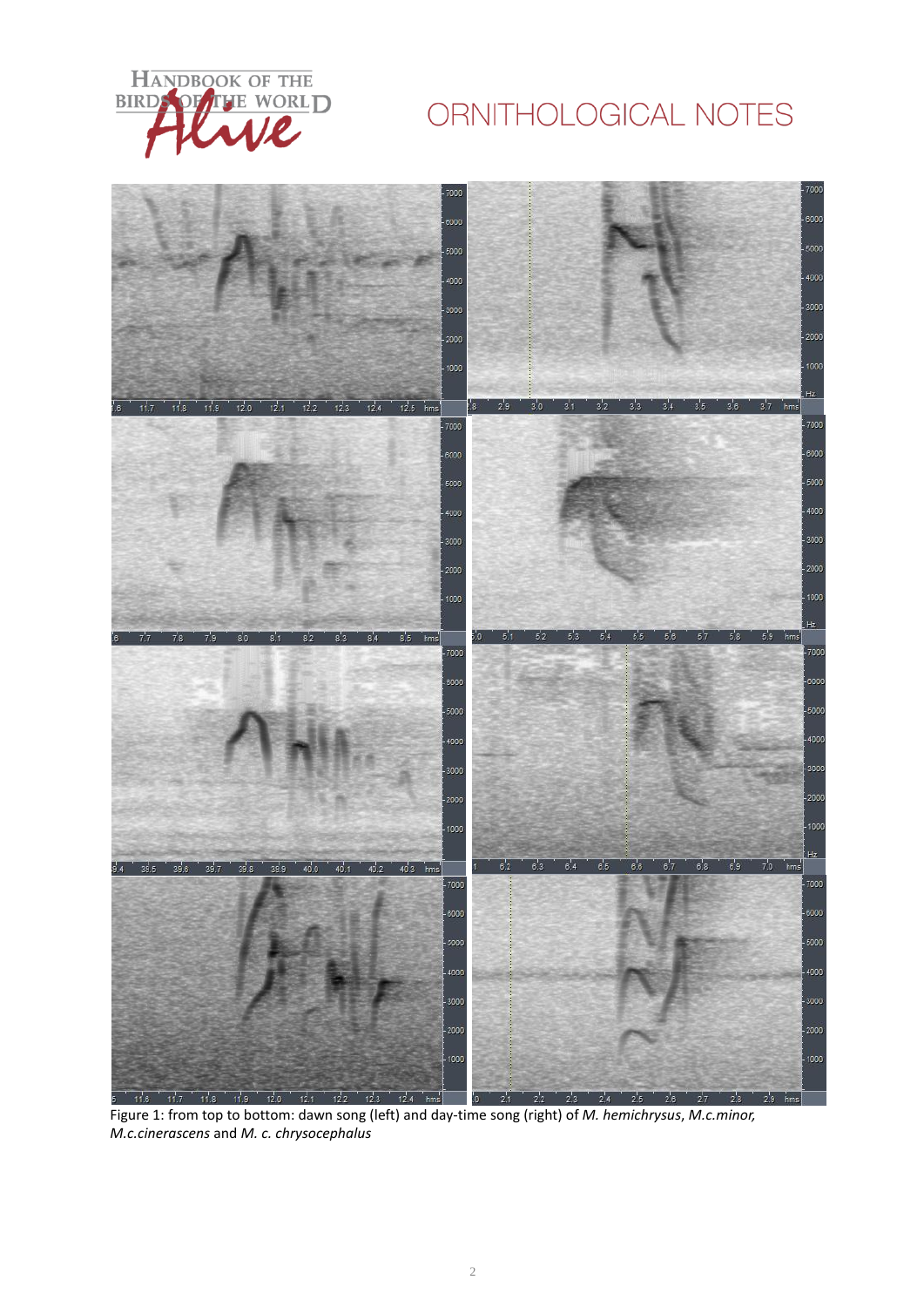Figure 1: from top to bottom: dawn song (left) and day-time song (right) of *M. hemichrysus*, *M.c.minor*, *M.c.cinerascens* and *M. c. chrysocephalus*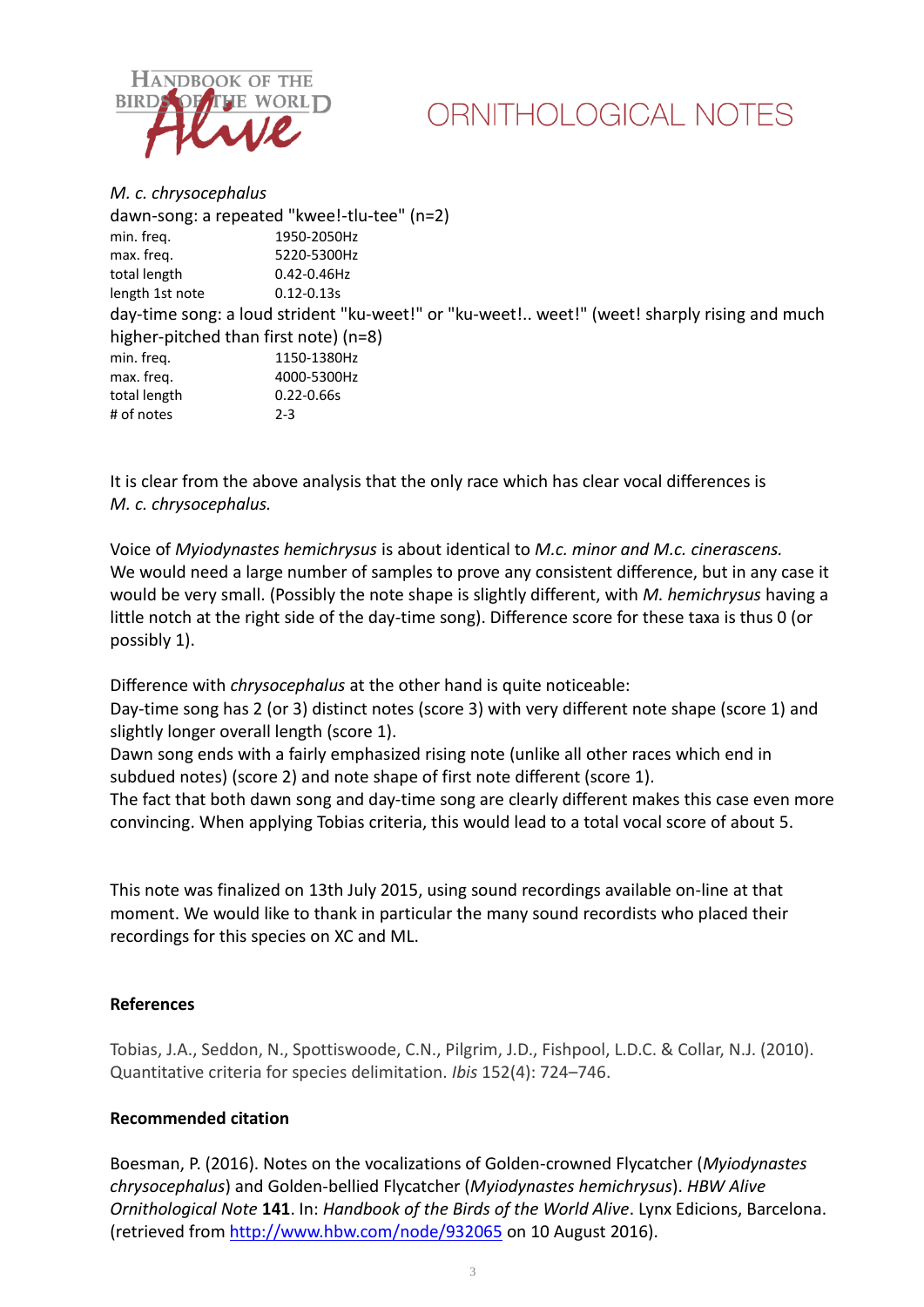*M. c. chrysocephalus*

dawn-song: a repeated "kwee!-tlu-tee" (n=2)

| | |
|---|---|
| min. freq. | 1950-2050Hz |
| max. freq. | 5220-5300Hz |
| total length | 0.42-0.46Hz |
| length 1st note | 0.12-0.13s |

day-time song: a loud strident "ku-weet!" or "ku-weet!.. weet!" (weet! sharply rising and much higher-pitched than first note) (n=8)

| | |
|---|---|
| min. freq. | 1150-1380Hz |
| max. freq. | 4000-5300Hz |
| total length | 0.22-0.66s |
| # of notes | 2-3 |

It is clear from the above analysis that the only race which has clear vocal differences is *M. c. chrysocephalus.*

Voice of *Myiodynastes hemichrysus* is about identical to *M.c. minor and M.c. cinerascens.* We would need a large number of samples to prove any consistent difference, but in any case it would be very small. (Possibly the note shape is slightly different, with *M. hemichrysus* having a little notch at the right side of the day-time song). Difference score for these taxa is thus 0 (or possibly 1).

Difference with *chrysocephalus* at the other hand is quite noticeable:
Day-time song has 2 (or 3) distinct notes (score 3) with very different note shape (score 1) and slightly longer overall length (score 1).
Dawn song ends with a fairly emphasized rising note (unlike all other races which end in subdued notes) (score 2) and note shape of first note different (score 1).
The fact that both dawn song and day-time song are clearly different makes this case even more convincing. When applying Tobias criteria, this would lead to a total vocal score of about 5.

This note was finalized on 13th July 2015, using sound recordings available on-line at that moment. We would like to thank in particular the many sound recordists who placed their recordings for this species on XC and ML.

**References**

Tobias, J.A., Seddon, N., Spottiswoode, C.N., Pilgrim, J.D., Fishpool, L.D.C. & Collar, N.J. (2010). Quantitative criteria for species delimitation. *Ibis* 152(4): 724–746.

**Recommended citation**

Boesman, P. (2016). Notes on the vocalizations of Golden-crowned Flycatcher (*Myiodynastes chrysocephalus*) and Golden-bellied Flycatcher (*Myiodynastes hemichrysus*). *HBW Alive Ornithological Note* **141**. In: *Handbook of the Birds of the World Alive*. Lynx Edicions, Barcelona. (retrieved from http://www.hbw.com/node/932065 on 10 August 2016).